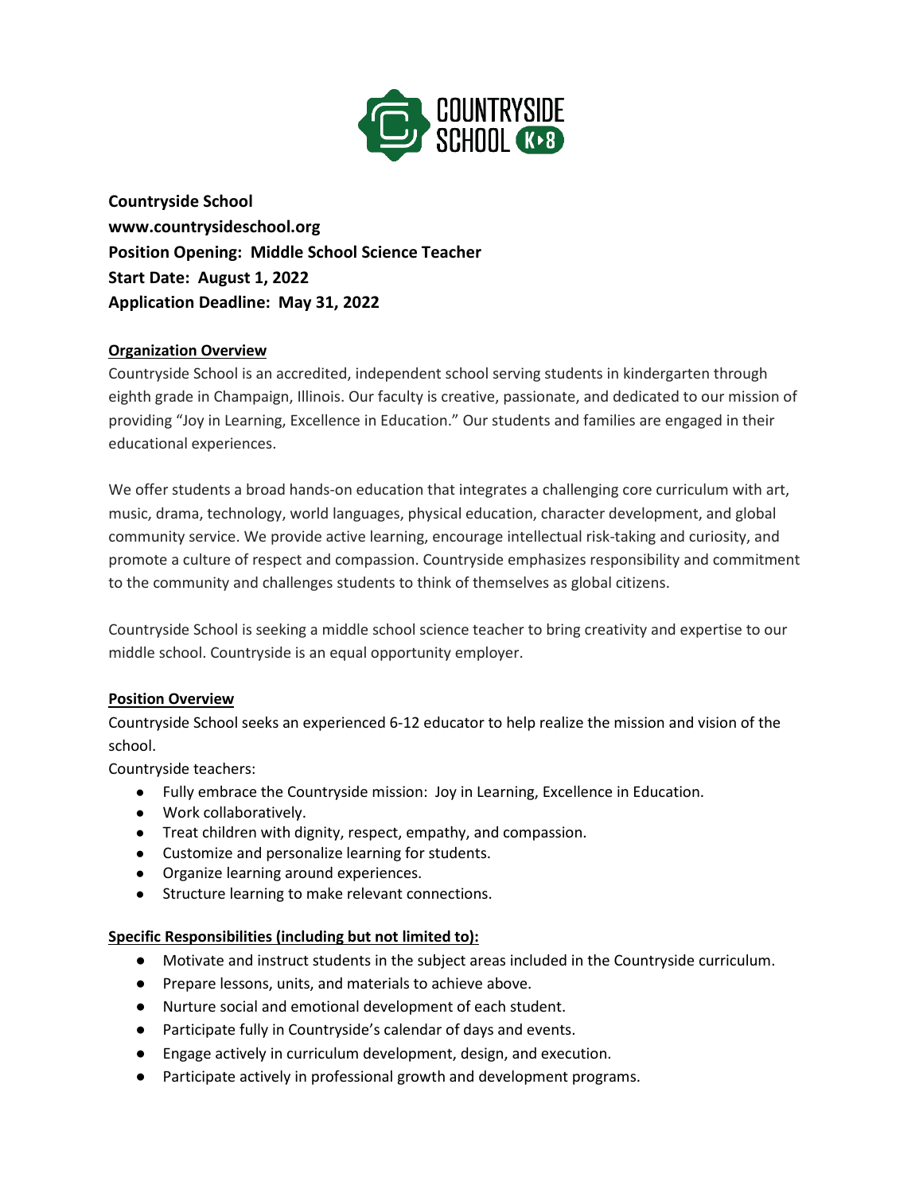**Countryside School**
**www.countrysideschool.org**
**Position Opening: Middle School Science Teacher**
**Start Date: August 1, 2022**
**Application Deadline: May 31, 2022**

## Organization Overview

Countryside School is an accredited, independent school serving students in kindergarten through eighth grade in Champaign, Illinois. Our faculty is creative, passionate, and dedicated to our mission of providing "Joy in Learning, Excellence in Education." Our students and families are engaged in their educational experiences.

We offer students a broad hands-on education that integrates a challenging core curriculum with art, music, drama, technology, world languages, physical education, character development, and global community service. We provide active learning, encourage intellectual risk-taking and curiosity, and promote a culture of respect and compassion. Countryside emphasizes responsibility and commitment to the community and challenges students to think of themselves as global citizens.

Countryside School is seeking a middle school science teacher to bring creativity and expertise to our middle school. Countryside is an equal opportunity employer.

## Position Overview

Countryside School seeks an experienced 6-12 educator to help realize the mission and vision of the school.

Countryside teachers:

- Fully embrace the Countryside mission: Joy in Learning, Excellence in Education.
- Work collaboratively.
- Treat children with dignity, respect, empathy, and compassion.
- Customize and personalize learning for students.
- Organize learning around experiences.
- Structure learning to make relevant connections.

## Specific Responsibilities (including but not limited to):

- Motivate and instruct students in the subject areas included in the Countryside curriculum.
- Prepare lessons, units, and materials to achieve above.
- Nurture social and emotional development of each student.
- Participate fully in Countryside's calendar of days and events.
- Engage actively in curriculum development, design, and execution.
- Participate actively in professional growth and development programs.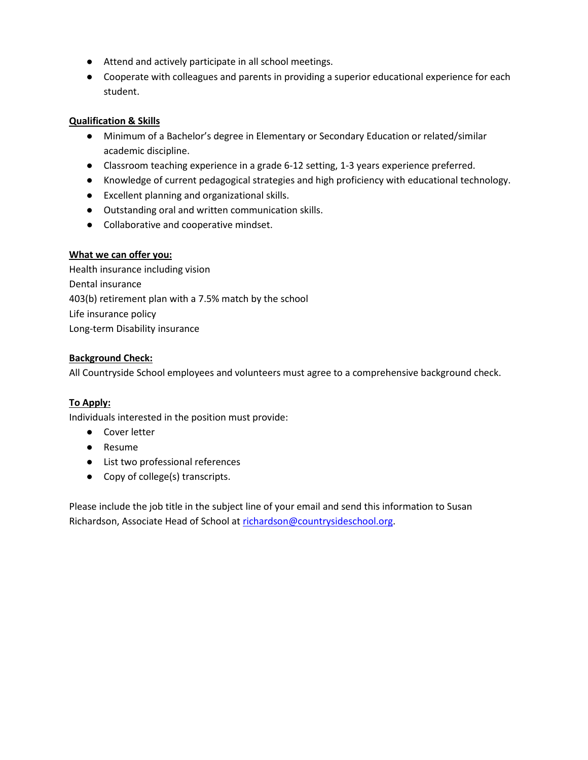- Attend and actively participate in all school meetings.
- Cooperate with colleagues and parents in providing a superior educational experience for each student.

**Qualification & Skills**

- Minimum of a Bachelor's degree in Elementary or Secondary Education or related/similar academic discipline.
- Classroom teaching experience in a grade 6-12 setting, 1-3 years experience preferred.
- Knowledge of current pedagogical strategies and high proficiency with educational technology.
- Excellent planning and organizational skills.
- Outstanding oral and written communication skills.
- Collaborative and cooperative mindset.

**What we can offer you:**

Health insurance including vision
Dental insurance
403(b) retirement plan with a 7.5% match by the school
Life insurance policy
Long-term Disability insurance

**Background Check:**

All Countryside School employees and volunteers must agree to a comprehensive background check.

**To Apply:**

Individuals interested in the position must provide:

- Cover letter
- Resume
- List two professional references
- Copy of college(s) transcripts.

Please include the job title in the subject line of your email and send this information to Susan Richardson, Associate Head of School at richardson@countrysideschool.org.